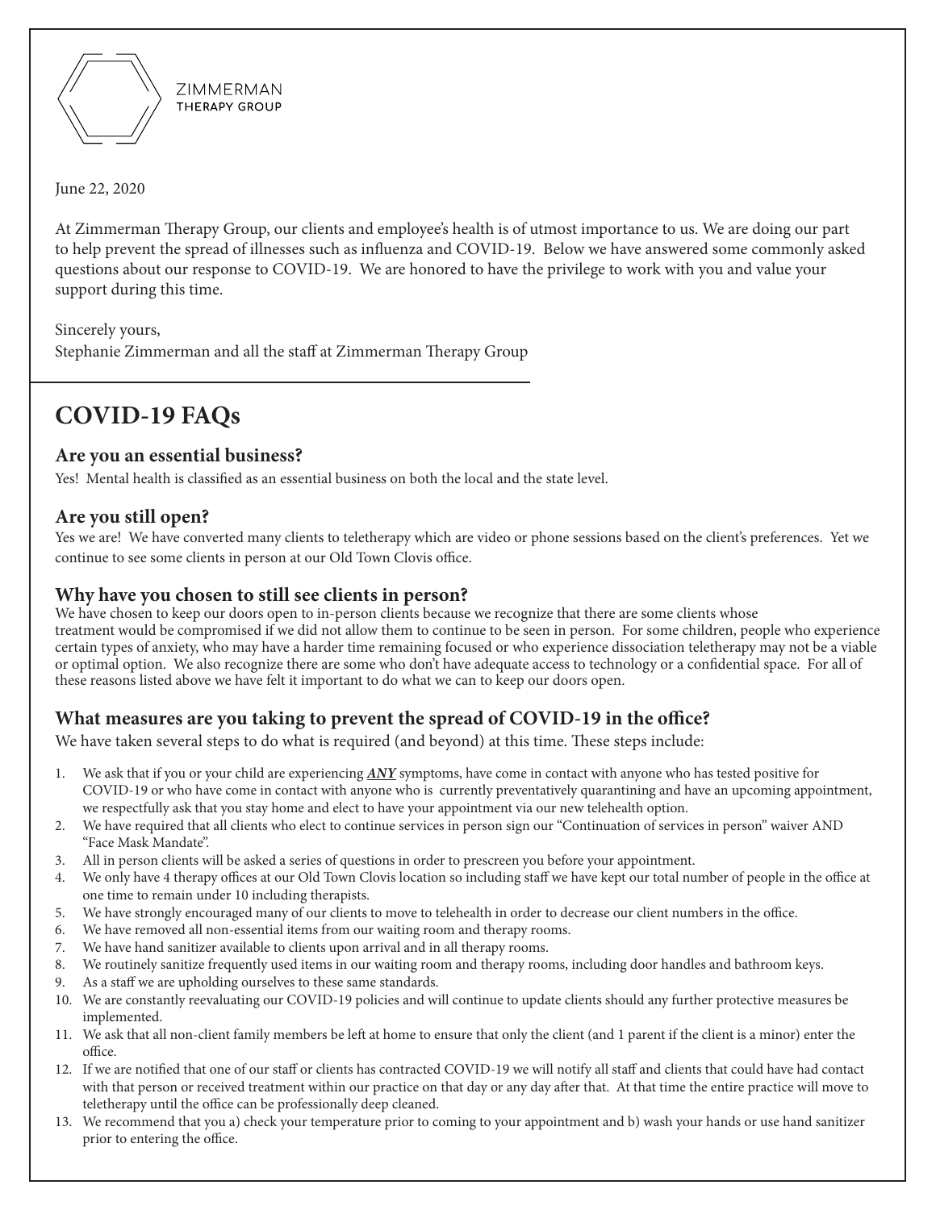ZIMMERMAN
THERAPY GROUP

June 22, 2020

At Zimmerman Therapy Group, our clients and employee's health is of utmost importance to us. We are doing our part to help prevent the spread of illnesses such as influenza and COVID-19. Below we have answered some commonly asked questions about our response to COVID-19. We are honored to have the privilege to work with you and value your support during this time.

Sincerely yours,
Stephanie Zimmerman and all the staff at Zimmerman Therapy Group

# COVID-19 FAQs

## Are you an essential business?

Yes! Mental health is classified as an essential business on both the local and the state level.

## Are you still open?

Yes we are! We have converted many clients to teletherapy which are video or phone sessions based on the client's preferences. Yet we continue to see some clients in person at our Old Town Clovis office.

## Why have you chosen to still see clients in person?

We have chosen to keep our doors open to in-person clients because we recognize that there are some clients whose treatment would be compromised if we did not allow them to continue to be seen in person. For some children, people who experience certain types of anxiety, who may have a harder time remaining focused or who experience dissociation teletherapy may not be a viable or optimal option. We also recognize there are some who don't have adequate access to technology or a confidential space. For all of these reasons listed above we have felt it important to do what we can to keep our doors open.

## What measures are you taking to prevent the spread of COVID-19 in the office?

We have taken several steps to do what is required (and beyond) at this time. These steps include:

1. We ask that if you or your child are experiencing ***ANY*** symptoms, have come in contact with anyone who has tested positive for COVID-19 or who have come in contact with anyone who is currently preventatively quarantining and have an upcoming appointment, we respectfully ask that you stay home and elect to have your appointment via our new telehealth option.
2. We have required that all clients who elect to continue services in person sign our "Continuation of services in person" waiver AND "Face Mask Mandate".
3. All in person clients will be asked a series of questions in order to prescreen you before your appointment.
4. We only have 4 therapy offices at our Old Town Clovis location so including staff we have kept our total number of people in the office at one time to remain under 10 including therapists.
5. We have strongly encouraged many of our clients to move to telehealth in order to decrease our client numbers in the office.
6. We have removed all non-essential items from our waiting room and therapy rooms.
7. We have hand sanitizer available to clients upon arrival and in all therapy rooms.
8. We routinely sanitize frequently used items in our waiting room and therapy rooms, including door handles and bathroom keys.
9. As a staff we are upholding ourselves to these same standards.
10. We are constantly reevaluating our COVID-19 policies and will continue to update clients should any further protective measures be implemented.
11. We ask that all non-client family members be left at home to ensure that only the client (and 1 parent if the client is a minor) enter the office.
12. If we are notified that one of our staff or clients has contracted COVID-19 we will notify all staff and clients that could have had contact with that person or received treatment within our practice on that day or any day after that. At that time the entire practice will move to teletherapy until the office can be professionally deep cleaned.
13. We recommend that you a) check your temperature prior to coming to your appointment and b) wash your hands or use hand sanitizer prior to entering the office.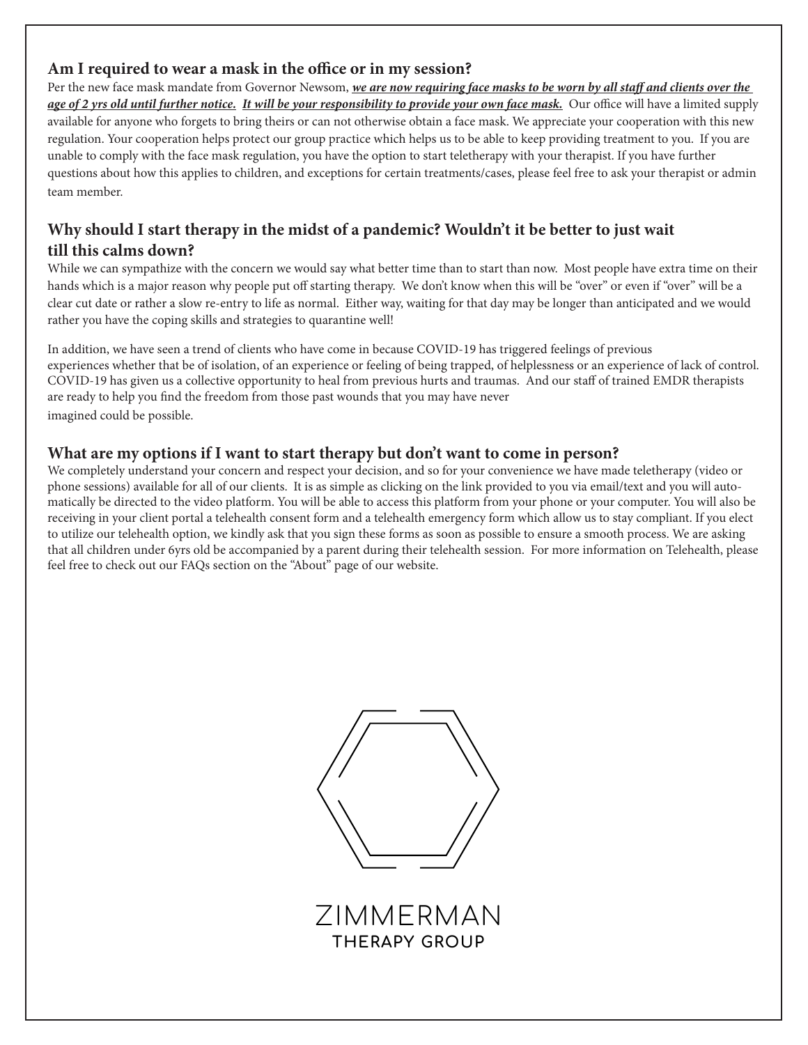### Am I required to wear a mask in the office or in my session?

Per the new face mask mandate from Governor Newsom, ***we are now requiring face masks to be worn by all staff and clients over the age of 2 yrs old until further notice.*** ***It will be your responsibility to provide your own face mask.*** Our office will have a limited supply available for anyone who forgets to bring theirs or can not otherwise obtain a face mask. We appreciate your cooperation with this new regulation. Your cooperation helps protect our group practice which helps us to be able to keep providing treatment to you. If you are unable to comply with the face mask regulation, you have the option to start teletherapy with your therapist. If you have further questions about how this applies to children, and exceptions for certain treatments/cases, please feel free to ask your therapist or admin team member.

### Why should I start therapy in the midst of a pandemic? Wouldn't it be better to just wait till this calms down?

While we can sympathize with the concern we would say what better time than to start than now. Most people have extra time on their hands which is a major reason why people put off starting therapy. We don't know when this will be "over" or even if "over" will be a clear cut date or rather a slow re-entry to life as normal. Either way, waiting for that day may be longer than anticipated and we would rather you have the coping skills and strategies to quarantine well!

In addition, we have seen a trend of clients who have come in because COVID-19 has triggered feelings of previous experiences whether that be of isolation, of an experience or feeling of being trapped, of helplessness or an experience of lack of control. COVID-19 has given us a collective opportunity to heal from previous hurts and traumas. And our staff of trained EMDR therapists are ready to help you find the freedom from those past wounds that you may have never imagined could be possible.

### What are my options if I want to start therapy but don't want to come in person?

We completely understand your concern and respect your decision, and so for your convenience we have made teletherapy (video or phone sessions) available for all of our clients. It is as simple as clicking on the link provided to you via email/text and you will automatically be directed to the video platform. You will be able to access this platform from your phone or your computer. You will also be receiving in your client portal a telehealth consent form and a telehealth emergency form which allow us to stay compliant. If you elect to utilize our telehealth option, we kindly ask that you sign these forms as soon as possible to ensure a smooth process. We are asking that all children under 6yrs old be accompanied by a parent during their telehealth session. For more information on Telehealth, please feel free to check out our FAQs section on the "About" page of our website.

ZIMMERMAN
THERAPY GROUP